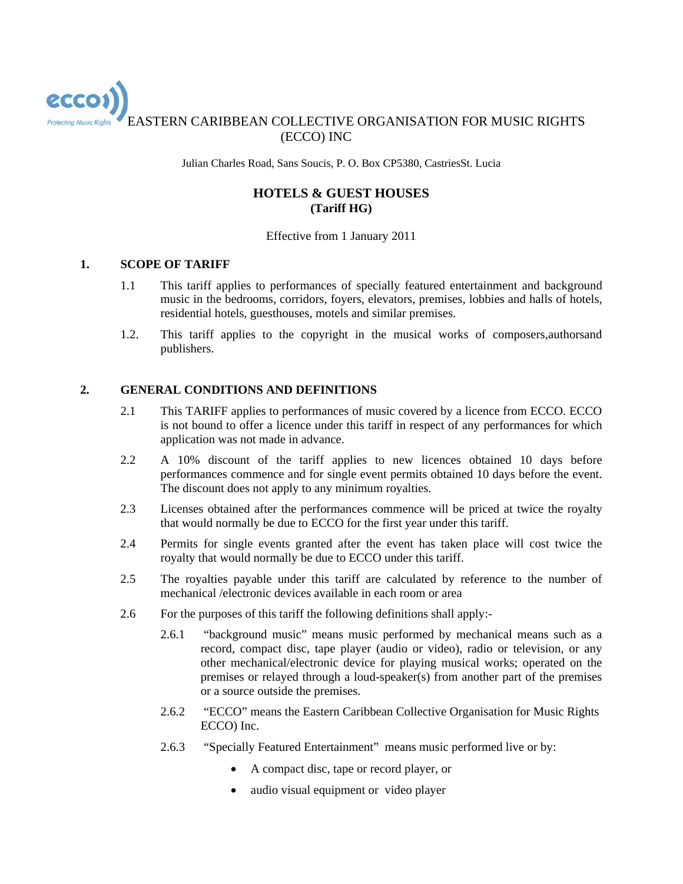ecco Protecting Music Rights

EASTERN CARIBBEAN COLLECTIVE ORGANISATION FOR MUSIC RIGHTS (ECCO) INC

Julian Charles Road, Sans Soucis, P. O. Box CP5380, CastriesSt. Lucia

# HOTELS & GUEST HOUSES
## (Tariff HG)

Effective from 1 January 2011

## 1. SCOPE OF TARIFF

1.1 This tariff applies to performances of specially featured entertainment and background music in the bedrooms, corridors, foyers, elevators, premises, lobbies and halls of hotels, residential hotels, guesthouses, motels and similar premises.

1.2. This tariff applies to the copyright in the musical works of composers,authorsand publishers.

## 2. GENERAL CONDITIONS AND DEFINITIONS

2.1 This TARIFF applies to performances of music covered by a licence from ECCO. ECCO is not bound to offer a licence under this tariff in respect of any performances for which application was not made in advance.

2.2 A 10% discount of the tariff applies to new licences obtained 10 days before performances commence and for single event permits obtained 10 days before the event. The discount does not apply to any minimum royalties.

2.3 Licenses obtained after the performances commence will be priced at twice the royalty that would normally be due to ECCO for the first year under this tariff.

2.4 Permits for single events granted after the event has taken place will cost twice the royalty that would normally be due to ECCO under this tariff.

2.5 The royalties payable under this tariff are calculated by reference to the number of mechanical /electronic devices available in each room or area

2.6 For the purposes of this tariff the following definitions shall apply:-

2.6.1 "background music" means music performed by mechanical means such as a record, compact disc, tape player (audio or video), radio or television, or any other mechanical/electronic device for playing musical works; operated on the premises or relayed through a loud-speaker(s) from another part of the premises or a source outside the premises.

2.6.2 "ECCO" means the Eastern Caribbean Collective Organisation for Music Rights ECCO) Inc.

2.6.3 "Specially Featured Entertainment" means music performed live or by:

- A compact disc, tape or record player, or
- audio visual equipment or video player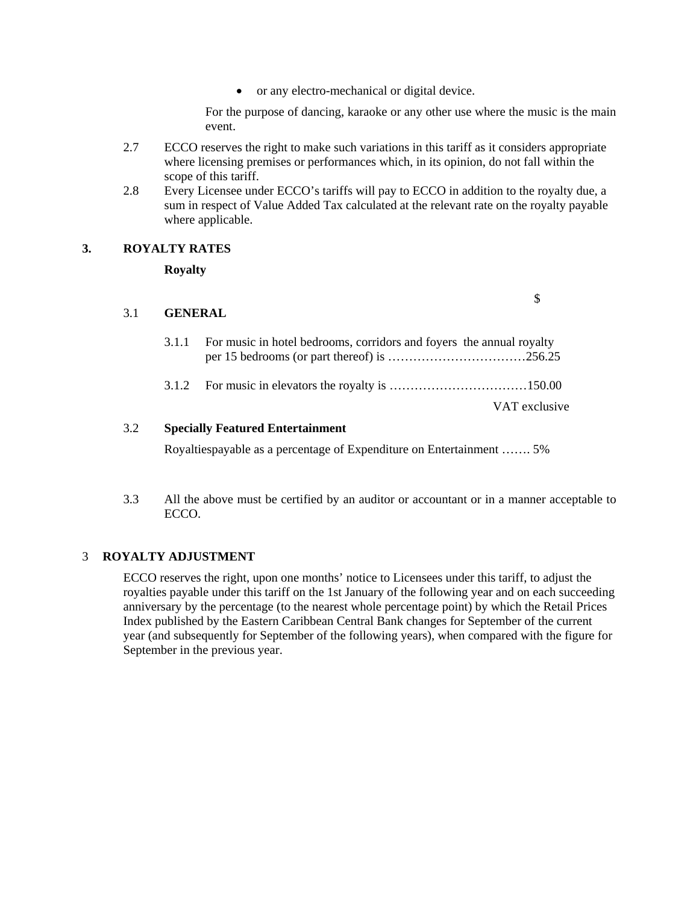- or any electro-mechanical or digital device.

For the purpose of dancing, karaoke or any other use where the music is the main event.

2.7 ECCO reserves the right to make such variations in this tariff as it considers appropriate where licensing premises or performances which, in its opinion, do not fall within the scope of this tariff.

2.8 Every Licensee under ECCO's tariffs will pay to ECCO in addition to the royalty due, a sum in respect of Value Added Tax calculated at the relevant rate on the royalty payable where applicable.

## 3. ROYALTY RATES

**Royalty**

$

3.1 **GENERAL**

3.1.1 For music in hotel bedrooms, corridors and foyers the annual royalty per 15 bedrooms (or part thereof) is ……………………………256.25

3.1.2 For music in elevators the royalty is ……………………………150.00

VAT exclusive

3.2 **Specially Featured Entertainment**

Royaltiespayable as a percentage of Expenditure on Entertainment ……. 5%

3.3 All the above must be certified by an auditor or accountant or in a manner acceptable to ECCO.

## 3 ROYALTY ADJUSTMENT

ECCO reserves the right, upon one months' notice to Licensees under this tariff, to adjust the royalties payable under this tariff on the 1st January of the following year and on each succeeding anniversary by the percentage (to the nearest whole percentage point) by which the Retail Prices Index published by the Eastern Caribbean Central Bank changes for September of the current year (and subsequently for September of the following years), when compared with the figure for September in the previous year.